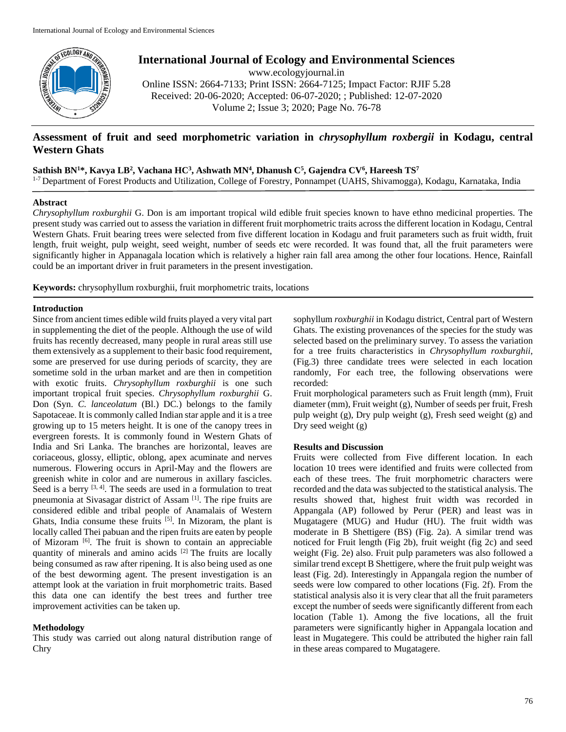# Assessment of fruit and seed morphometric variation in *chrysophyllum roxbergii* in Kodagu, central Western Ghats

**Sathish BN[1]\*, Kavya LB[2], Vachana HC[3], Ashwath MN[4], Dhanush C[5], Gajendra CV[6], Hareesh TS[7]**

[1-7] Department of Forest Products and Utilization, College of Forestry, Ponnampet (UAHS, Shivamogga), Kodagu, Karnataka, India

## Abstract

*Chrysophyllum roxburghii* G. Don is am important tropical wild edible fruit species known to have ethno medicinal properties. The present study was carried out to assess the variation in different fruit morphometric traits across the different location in Kodagu, Central Western Ghats. Fruit bearing trees were selected from five different location in Kodagu and fruit parameters such as fruit width, fruit length, fruit weight, pulp weight, seed weight, number of seeds etc were recorded. It was found that, all the fruit parameters were significantly higher in Appanagala location which is relatively a higher rain fall area among the other four locations. Hence, Rainfall could be an important driver in fruit parameters in the present investigation.

**Keywords:** chrysophyllum roxburghii, fruit morphometric traits, locations

## Introduction

Since from ancient times edible wild fruits played a very vital part in supplementing the diet of the people. Although the use of wild fruits has recently decreased, many people in rural areas still use them extensively as a supplement to their basic food requirement, some are preserved for use during periods of scarcity, they are sometime sold in the urban market and are then in competition with exotic fruits. *Chrysophyllum roxburghii* is one such important tropical fruit species. *Chrysophyllum roxburghii* G. Don (Syn. *C. lanceolatum* (Bl.) DC.) belongs to the family Sapotaceae. It is commonly called Indian star apple and it is a tree growing up to 15 meters height. It is one of the canopy trees in evergreen forests. It is commonly found in Western Ghats of India and Sri Lanka. The branches are horizontal, leaves are coriaceous, glossy, elliptic, oblong, apex acuminate and nerves numerous. Flowering occurs in April-May and the flowers are greenish white in color and are numerous in axillary fascicles. Seed is a berry [3, 4]. The seeds are used in a formulation to treat pneumonia at Sivasagar district of Assam [1]. The ripe fruits are considered edible and tribal people of Anamalais of Western Ghats, India consume these fruits [5]. In Mizoram, the plant is locally called Thei pabuan and the ripen fruits are eaten by people of Mizoram [6]. The fruit is shown to contain an appreciable quantity of minerals and amino acids [2] The fruits are locally being consumed as raw after ripening. It is also being used as one of the best deworming agent. The present investigation is an attempt look at the variation in fruit morphometric traits. Based this data one can identify the best trees and further tree improvement activities can be taken up.

## Methodology

This study was carried out along natural distribution range of Chrysophyllum *roxburghii* in Kodagu district, Central part of Western Ghats. The existing provenances of the species for the study was selected based on the preliminary survey. To assess the variation for a tree fruits characteristics in *Chrysophyllum roxburghii*, (Fig.3) three candidate trees were selected in each location randomly, For each tree, the following observations were recorded:

Fruit morphological parameters such as Fruit length (mm), Fruit diameter (mm), Fruit weight (g), Number of seeds per fruit, Fresh pulp weight (g), Dry pulp weight (g), Fresh seed weight (g) and Dry seed weight (g)

## Results and Discussion

Fruits were collected from Five different location. In each location 10 trees were identified and fruits were collected from each of these trees. The fruit morphometric characters were recorded and the data was subjected to the statistical analysis. The results showed that, highest fruit width was recorded in Appangala (AP) followed by Perur (PER) and least was in Mugatagere (MUG) and Hudur (HU). The fruit width was moderate in B Shettigere (BS) (Fig. 2a). A similar trend was noticed for Fruit length (Fig 2b), fruit weight (fig 2c) and seed weight (Fig. 2e) also. Fruit pulp parameters was also followed a similar trend except B Shettigere, where the fruit pulp weight was least (Fig. 2d). Interestingly in Appangala region the number of seeds were low compared to other locations (Fig. 2f). From the statistical analysis also it is very clear that all the fruit parameters except the number of seeds were significantly different from each location (Table 1). Among the five locations, all the fruit parameters were significantly higher in Appangala location and least in Mugategere. This could be attributed the higher rain fall in these areas compared to Mugatagere.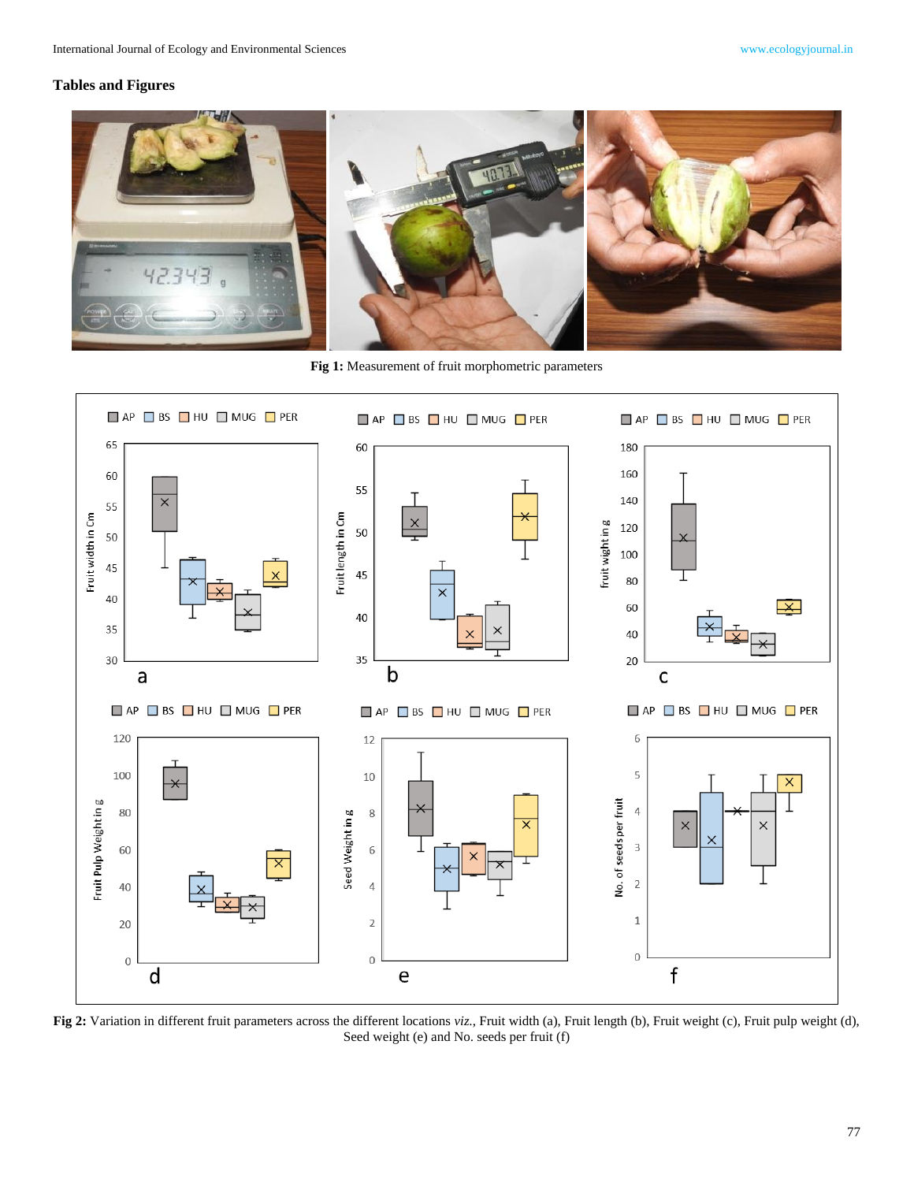## Tables and Figures

**Fig 1:** Measurement of fruit morphometric parameters

**Fig 2:** Variation in different fruit parameters across the different locations *viz.*, Fruit width (a), Fruit length (b), Fruit weight (c), Fruit pulp weight (d), Seed weight (e) and No. seeds per fruit (f)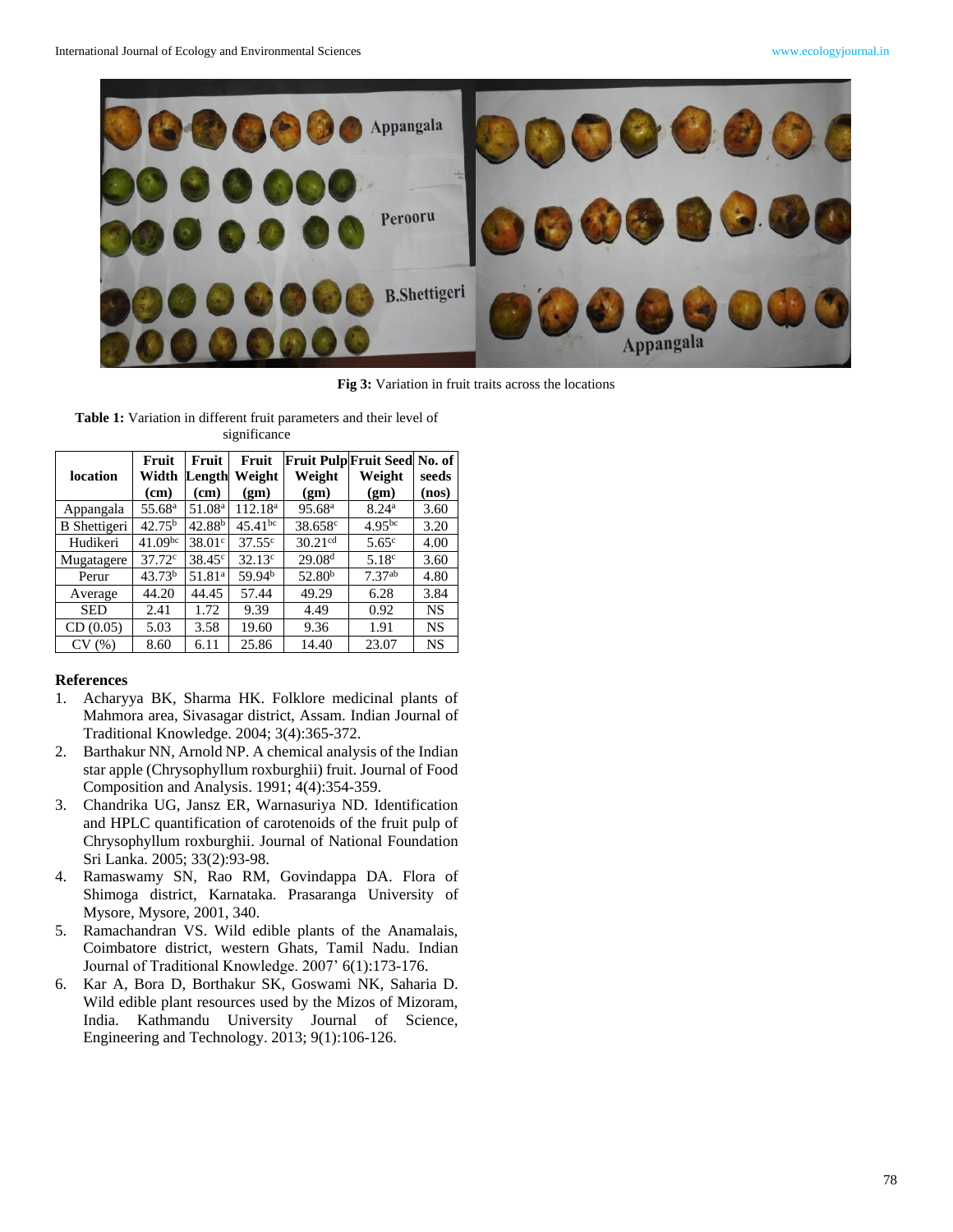**Fig 3:** Variation in fruit traits across the locations

**Table 1:** Variation in different fruit parameters and their level of significance

| location | Fruit Width (cm) | Fruit Length (cm) | Fruit Weight (gm) | Fruit Pulp Weight (gm) | Fruit Seed Weight (gm) | No. of seeds (nos) |
|---|---|---|---|---|---|---|
| Appangala | 55.68[a] | 51.08[a] | 112.18[a] | 95.68[a] | 8.24[a] | 3.60 |
| B Shettigeri | 42.75[b] | 42.88[b] | 45.41[bc] | 38.658[c] | 4.95[bc] | 3.20 |
| Hudikeri | 41.09[bc] | 38.01[c] | 37.55[c] | 30.21[cd] | 5.65[c] | 4.00 |
| Mugatagere | 37.72[c] | 38.45[c] | 32.13[c] | 29.08[d] | 5.18[c] | 3.60 |
| Perur | 43.73[b] | 51.81[a] | 59.94[b] | 52.80[b] | 7.37[ab] | 4.80 |
| Average | 44.20 | 44.45 | 57.44 | 49.29 | 6.28 | 3.84 |
| SED | 2.41 | 1.72 | 9.39 | 4.49 | 0.92 | NS |
| CD (0.05) | 5.03 | 3.58 | 19.60 | 9.36 | 1.91 | NS |
| CV (%) | 8.60 | 6.11 | 25.86 | 14.40 | 23.07 | NS |

## References

1. Acharyya BK, Sharma HK. Folklore medicinal plants of Mahmora area, Sivasagar district, Assam. Indian Journal of Traditional Knowledge. 2004; 3(4):365-372.
2. Barthakur NN, Arnold NP. A chemical analysis of the Indian star apple (Chrysophyllum roxburghii) fruit. Journal of Food Composition and Analysis. 1991; 4(4):354-359.
3. Chandrika UG, Jansz ER, Warnasuriya ND. Identification and HPLC quantification of carotenoids of the fruit pulp of Chrysophyllum roxburghii. Journal of National Foundation Sri Lanka. 2005; 33(2):93-98.
4. Ramaswamy SN, Rao RM, Govindappa DA. Flora of Shimoga district, Karnataka. Prasaranga University of Mysore, Mysore, 2001, 340.
5. Ramachandran VS. Wild edible plants of the Anamalais, Coimbatore district, western Ghats, Tamil Nadu. Indian Journal of Traditional Knowledge. 2007' 6(1):173-176.
6. Kar A, Bora D, Borthakur SK, Goswami NK, Saharia D. Wild edible plant resources used by the Mizos of Mizoram, India. Kathmandu University Journal of Science, Engineering and Technology. 2013; 9(1):106-126.